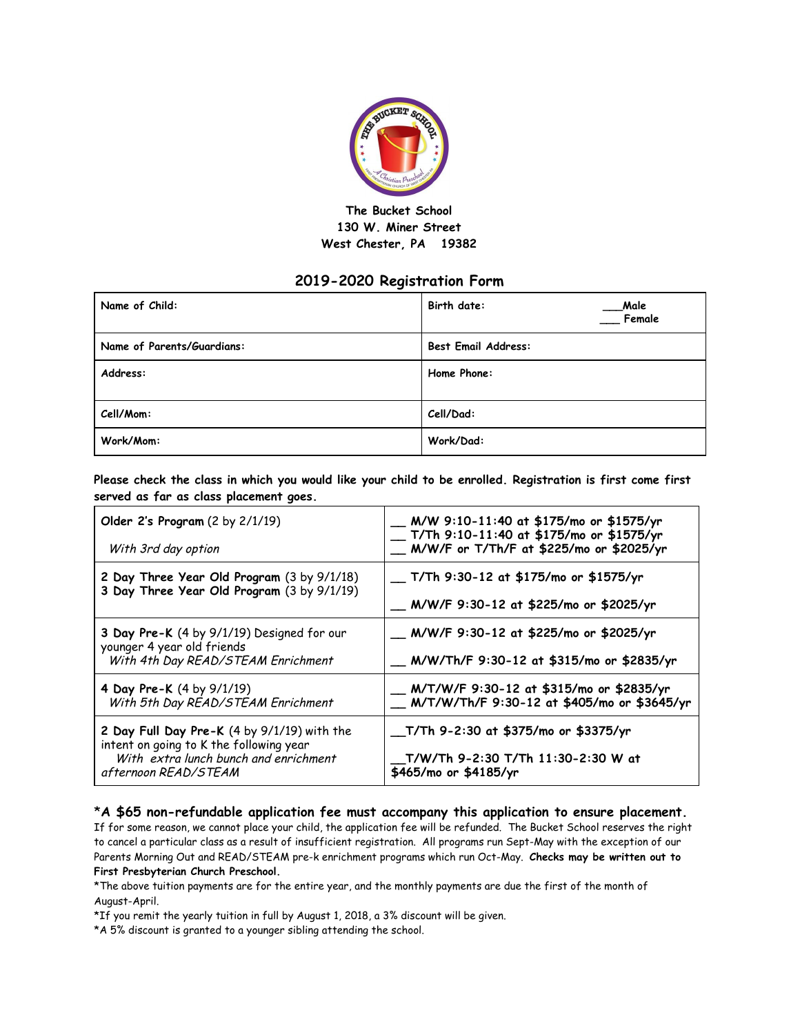The Bucket School
130 W. Miner Street
West Chester, PA 19382

## 2019-2020 Registration Form

| Name of Child: | Birth date: ___Male ___ Female |
|---|---|
| Name of Parents/Guardians: | Best Email Address: |
| Address: | Home Phone: |
| Cell/Mom: | Cell/Dad: |
| Work/Mom: | Work/Dad: |

**Please check the class in which you would like your child to be enrolled. Registration is first come first served as far as class placement goes.**

| Program | Options |
|---|---|
| **Older 2's Program** (2 by 2/1/19)<br>*With 3rd day option* | __ **M/W 9:10-11:40 at $175/mo or $1575/yr**<br>__ **T/Th 9:10-11:40 at $175/mo or $1575/yr**<br>__ **M/W/F or T/Th/F at $225/mo or $2025/yr** |
| **2 Day Three Year Old Program** (3 by 9/1/18)<br>**3 Day Three Year Old Program** (3 by 9/1/19) | __ **T/Th 9:30-12 at $175/mo or $1575/yr**<br>__ **M/W/F 9:30-12 at $225/mo or $2025/yr** |
| **3 Day Pre-K** (4 by 9/1/19) Designed for our younger 4 year old friends<br>*With 4th Day READ/STEAM Enrichment* | __ **M/W/F 9:30-12 at $225/mo or $2025/yr**<br>__ **M/W/Th/F 9:30-12 at $315/mo or $2835/yr** |
| **4 Day Pre-K** (4 by 9/1/19)<br>*With 5th Day READ/STEAM Enrichment* | __ **M/T/W/F 9:30-12 at $315/mo or $2835/yr**<br>__ **M/T/W/Th/F 9:30-12 at $405/mo or $3645/yr** |
| **2 Day Full Day Pre-K** (4 by 9/1/19) with the intent on going to K the following year<br>*With extra lunch bunch and enrichment afternoon READ/STEAM* | __**T/Th 9-2:30 at $375/mo or $3375/yr**<br>__**T/W/Th 9-2:30 T/Th 11:30-2:30 W at $465/mo or $4185/yr** |

**\*A $65 non-refundable application fee must accompany this application to ensure placement.** If for some reason, we cannot place your child, the application fee will be refunded. The Bucket School reserves the right to cancel a particular class as a result of insufficient registration. All programs run Sept-May with the exception of our Parents Morning Out and READ/STEAM pre-k enrichment programs which run Oct-May. **Checks may be written out to First Presbyterian Church Preschool.**

*The above tuition payments are for the entire year, and the monthly payments are due the first of the month of August-April.

*If you remit the yearly tuition in full by August 1, 2018, a 3% discount will be given.

*A 5% discount is granted to a younger sibling attending the school.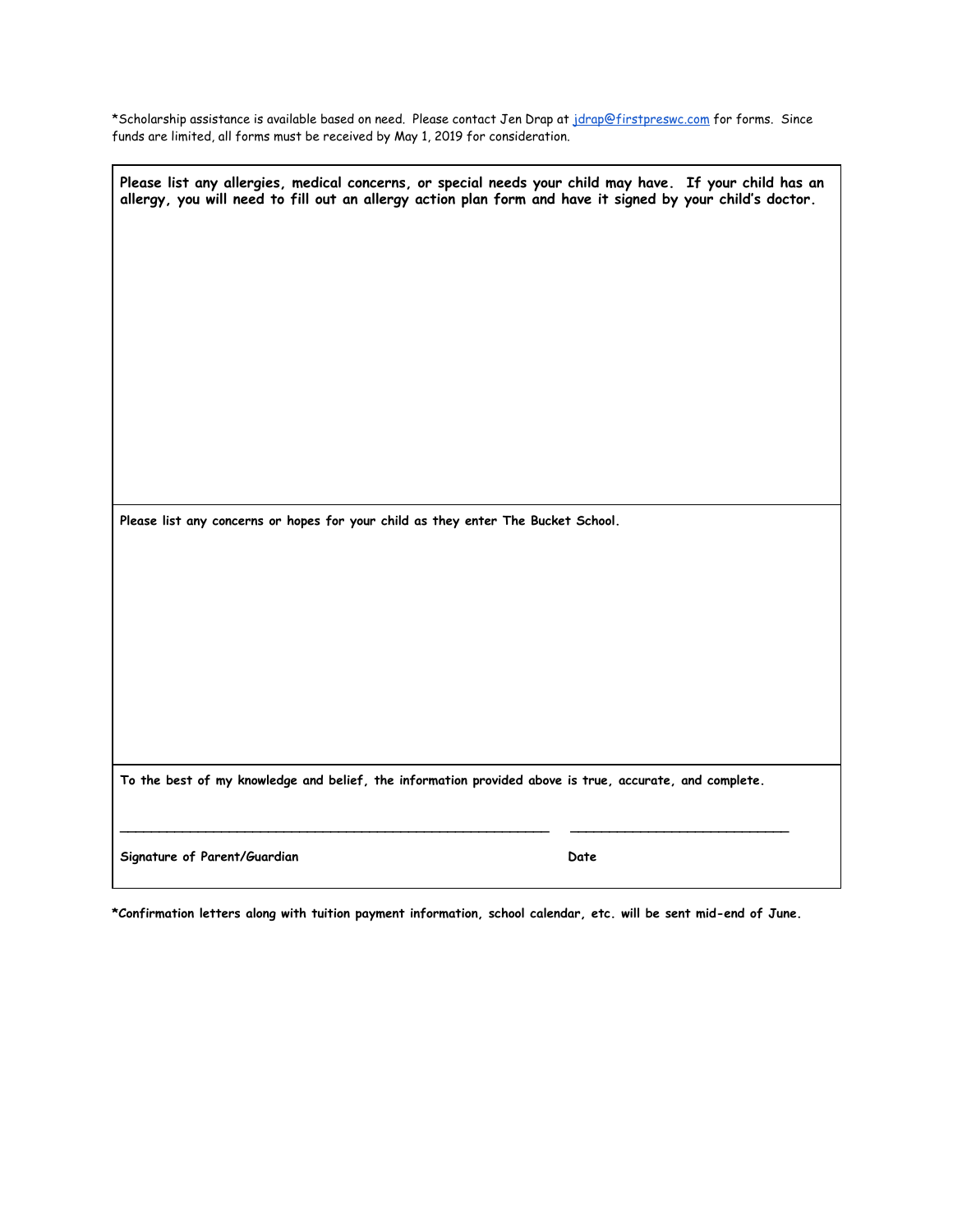*Scholarship assistance is available based on need. Please contact Jen Drap at jdrap@firstpreswc.com for forms. Since funds are limited, all forms must be received by May 1, 2019 for consideration.

**Please list any allergies, medical concerns, or special needs your child may have. If your child has an allergy, you will need to fill out an allergy action plan form and have it signed by your child's doctor.**

**Please list any concerns or hopes for your child as they enter The Bucket School.**

**To the best of my knowledge and belief, the information provided above is true, accurate, and complete.**

_______________________________________________ ___________________________

**Signature of Parent/Guardian** **Date**

**\*Confirmation letters along with tuition payment information, school calendar, etc. will be sent mid-end of June.**